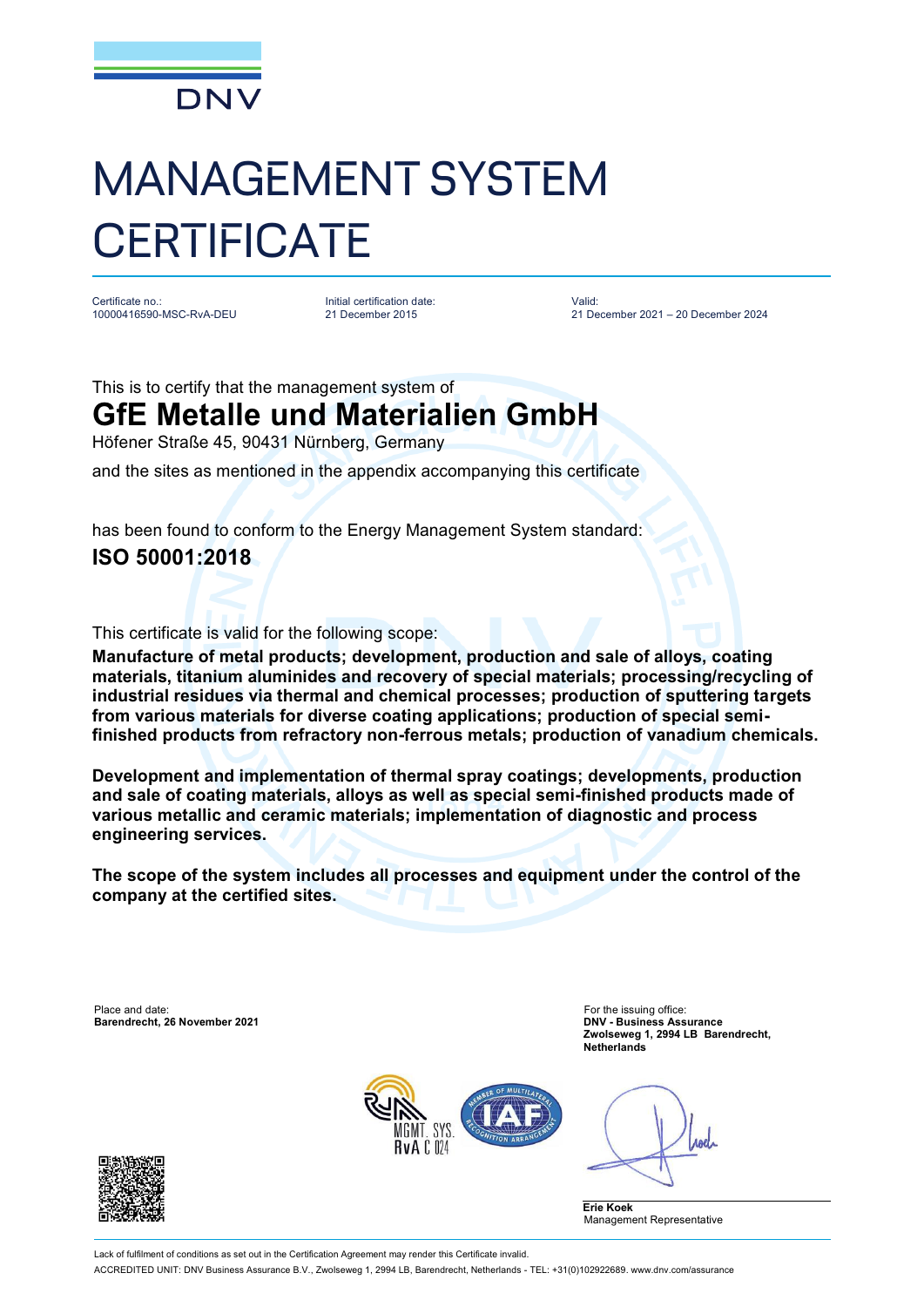DNV

# MANAGEMENT SYSTEM CERTIFICATE

Certificate no.:
10000416590-MSC-RvA-DEU

Initial certification date:
21 December 2015

Valid:
21 December 2021 – 20 December 2024

This is to certify that the management system of

## GfE Metalle und Materialien GmbH

Höfener Straße 45, 90431 Nürnberg, Germany

and the sites as mentioned in the appendix accompanying this certificate

has been found to conform to the Energy Management System standard:

## ISO 50001:2018

This certificate is valid for the following scope:

**Manufacture of metal products; development, production and sale of alloys, coating materials, titanium aluminides and recovery of special materials; processing/recycling of industrial residues via thermal and chemical processes; production of sputtering targets from various materials for diverse coating applications; production of special semi-finished products from refractory non-ferrous metals; production of vanadium chemicals.**

**Development and implementation of thermal spray coatings; developments, production and sale of coating materials, alloys as well as special semi-finished products made of various metallic and ceramic materials; implementation of diagnostic and process engineering services.**

**The scope of the system includes all processes and equipment under the control of the company at the certified sites.**

Place and date:
**Barendrecht, 26 November 2021**

For the issuing office:
**DNV - Business Assurance**
**Zwolseweg 1, 2994 LB Barendrecht, Netherlands**

MGMT. SYS. RvA C 024

**Erie Koek**
Management Representative

Lack of fulfilment of conditions as set out in the Certification Agreement may render this Certificate invalid.

ACCREDITED UNIT: DNV Business Assurance B.V., Zwolseweg 1, 2994 LB, Barendrecht, Netherlands - TEL: +31(0)102922689. www.dnv.com/assurance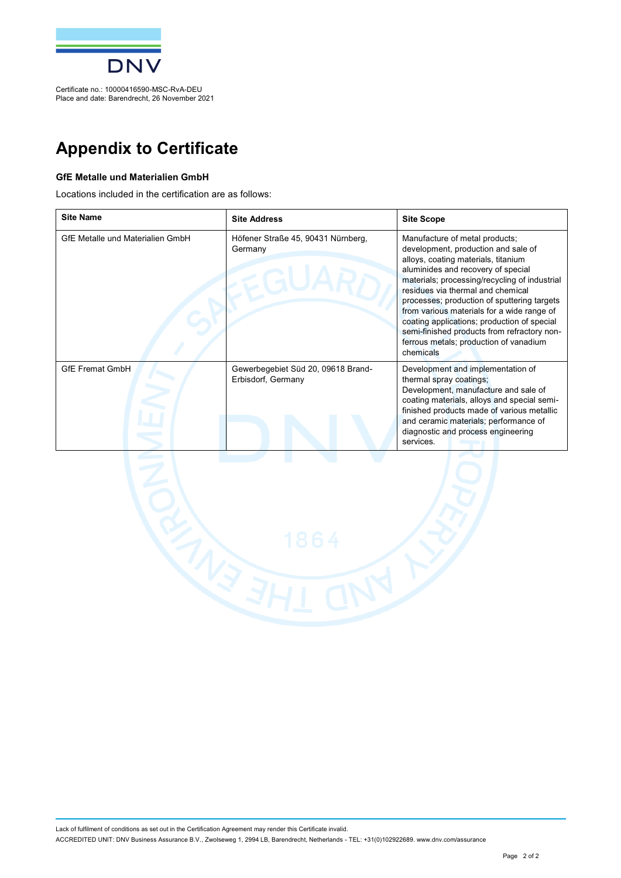Certificate no.: 10000416590-MSC-RvA-DEU
Place and date: Barendrecht, 26 November 2021

# Appendix to Certificate

**GfE Metalle und Materialien GmbH**

Locations included in the certification are as follows:

| Site Name | Site Address | Site Scope |
|---|---|---|
| GfE Metalle und Materialien GmbH | Höfener Straße 45, 90431 Nürnberg, Germany | Manufacture of metal products; development, production and sale of alloys, coating materials, titanium aluminides and recovery of special materials; processing/recycling of industrial residues via thermal and chemical processes; production of sputtering targets from various materials for a wide range of coating applications; production of special semi-finished products from refractory non-ferrous metals; production of vanadium chemicals |
| GfE Fremat GmbH | Gewerbegebiet Süd 20, 09618 Brand-Erbisdorf, Germany | Development and implementation of thermal spray coatings; Development, manufacture and sale of coating materials, alloys and special semi-finished products made of various metallic and ceramic materials; performance of diagnostic and process engineering services. |

Lack of fulfilment of conditions as set out in the Certification Agreement may render this Certificate invalid.

ACCREDITED UNIT: DNV Business Assurance B.V., Zwolseweg 1, 2994 LB, Barendrecht, Netherlands - TEL: +31(0)102922689. www.dnv.com/assurance